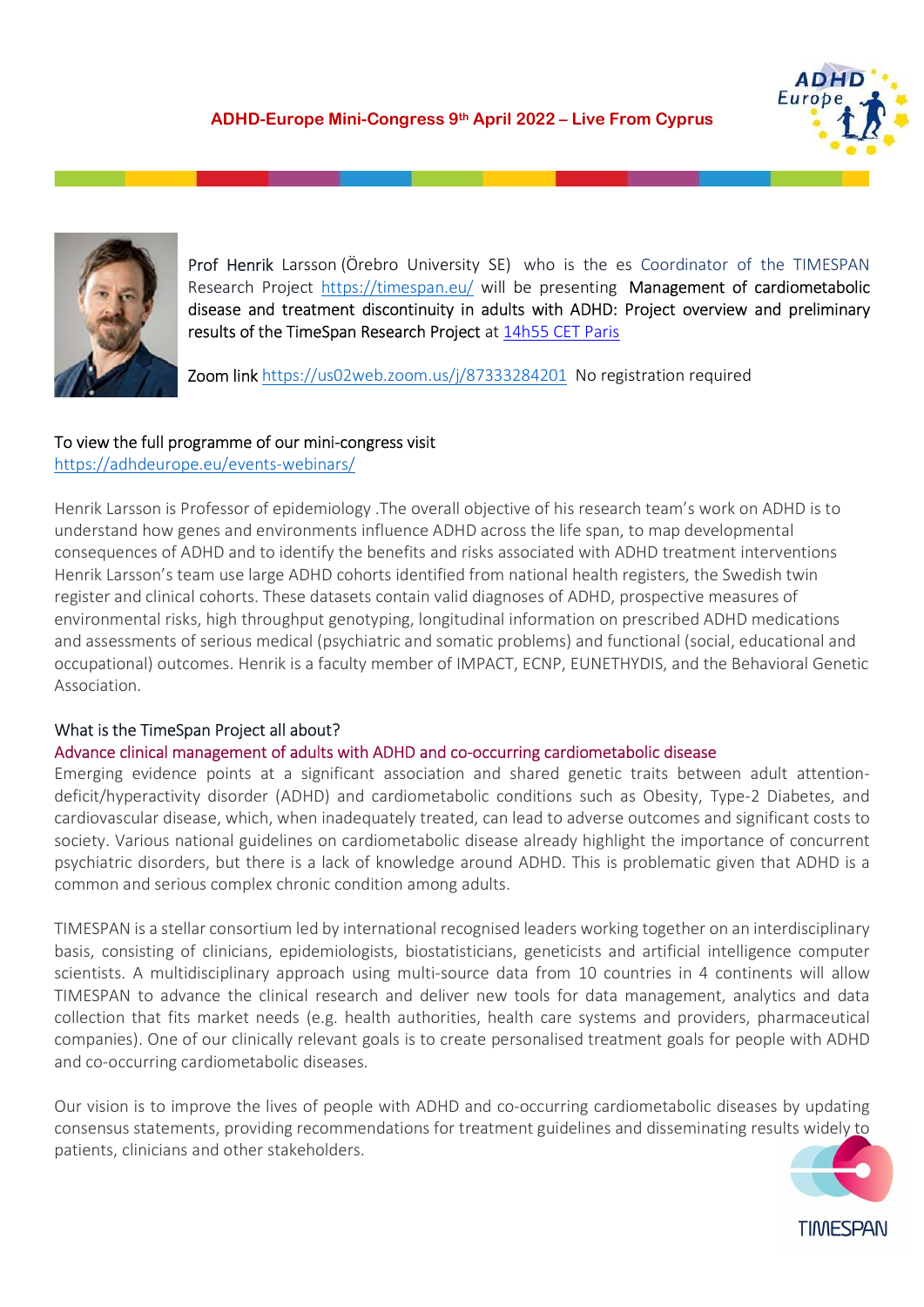## ADHD-Europe Mini-Congress 9th April 2022 – Live From Cyprus

Prof Henrik Larsson (Örebro University SE) who is the es Coordinator of the TIMESPAN Research Project https://timespan.eu/ will be presenting **Management of cardiometabolic disease and treatment discontinuity in adults with ADHD: Project overview and preliminary results of the TimeSpan Research Project** at 14h55 CET Paris

Zoom link https://us02web.zoom.us/j/87333284201 No registration required

To view the full programme of our mini-congress visit
https://adhdeurope.eu/events-webinars/

Henrik Larsson is Professor of epidemiology .The overall objective of his research team's work on ADHD is to understand how genes and environments influence ADHD across the life span, to map developmental consequences of ADHD and to identify the benefits and risks associated with ADHD treatment interventions Henrik Larsson's team use large ADHD cohorts identified from national health registers, the Swedish twin register and clinical cohorts. These datasets contain valid diagnoses of ADHD, prospective measures of environmental risks, high throughput genotyping, longitudinal information on prescribed ADHD medications and assessments of serious medical (psychiatric and somatic problems) and functional (social, educational and occupational) outcomes. Henrik is a faculty member of IMPACT, ECNP, EUNETHYDIS, and the Behavioral Genetic Association.

### What is the TimeSpan Project all about?

#### Advance clinical management of adults with ADHD and co-occurring cardiometabolic disease

Emerging evidence points at a significant association and shared genetic traits between adult attention-deficit/hyperactivity disorder (ADHD) and cardiometabolic conditions such as Obesity, Type-2 Diabetes, and cardiovascular disease, which, when inadequately treated, can lead to adverse outcomes and significant costs to society. Various national guidelines on cardiometabolic disease already highlight the importance of concurrent psychiatric disorders, but there is a lack of knowledge around ADHD. This is problematic given that ADHD is a common and serious complex chronic condition among adults.

TIMESPAN is a stellar consortium led by international recognised leaders working together on an interdisciplinary basis, consisting of clinicians, epidemiologists, biostatisticians, geneticists and artificial intelligence computer scientists. A multidisciplinary approach using multi-source data from 10 countries in 4 continents will allow TIMESPAN to advance the clinical research and deliver new tools for data management, analytics and data collection that fits market needs (e.g. health authorities, health care systems and providers, pharmaceutical companies). One of our clinically relevant goals is to create personalised treatment goals for people with ADHD and co-occurring cardiometabolic diseases.

Our vision is to improve the lives of people with ADHD and co-occurring cardiometabolic diseases by updating consensus statements, providing recommendations for treatment guidelines and disseminating results widely to patients, clinicians and other stakeholders.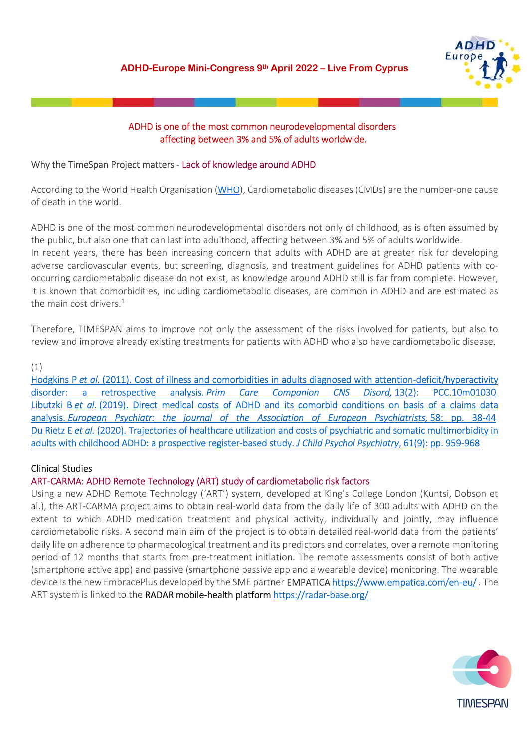ADHD is one of the most common neurodevelopmental disorders
affecting between 3% and 5% of adults worldwide.

Why the TimeSpan Project matters - Lack of knowledge around ADHD

According to the World Health Organisation (WHO), Cardiometabolic diseases (CMDs) are the number-one cause of death in the world.

ADHD is one of the most common neurodevelopmental disorders not only of childhood, as is often assumed by the public, but also one that can last into adulthood, affecting between 3% and 5% of adults worldwide.
In recent years, there has been increasing concern that adults with ADHD are at greater risk for developing adverse cardiovascular events, but screening, diagnosis, and treatment guidelines for ADHD patients with co-occurring cardiometabolic disease do not exist, as knowledge around ADHD still is far from complete. However, it is known that comorbidities, including cardiometabolic diseases, are common in ADHD and are estimated as the main cost drivers.[1]

Therefore, TIMESPAN aims to improve not only the assessment of the risks involved for patients, but also to review and improve already existing treatments for patients with ADHD who also have cardiometabolic disease.

(1)
Hodgkins P *et al.* (2011). Cost of illness and comorbidities in adults diagnosed with attention-deficit/hyperactivity disorder: a retrospective analysis. *Prim Care Companion CNS Disord,* 13(2): PCC.10m01030
Libutzki B *et al.* (2019). Direct medical costs of ADHD and its comorbid conditions on basis of a claims data analysis. *European Psychiatr: the journal of the Association of European Psychiatrists,* 58: pp. 38-44
Du Rietz E *et al.* (2020). Trajectories of healthcare utilization and costs of psychiatric and somatic multimorbidity in adults with childhood ADHD: a prospective register-based study. *J Child Psychol Psychiatry*, 61(9): pp. 959-968

## Clinical Studies

### ART-CARMA: ADHD Remote Technology (ART) study of cardiometabolic risk factors

Using a new ADHD Remote Technology ('ART') system, developed at King's College London (Kuntsi, Dobson et al.), the ART-CARMA project aims to obtain real-world data from the daily life of 300 adults with ADHD on the extent to which ADHD medication treatment and physical activity, individually and jointly, may influence cardiometabolic risks. A second main aim of the project is to obtain detailed real-world data from the patients' daily life on adherence to pharmacological treatment and its predictors and correlates, over a remote monitoring period of 12 months that starts from pre-treatment initiation. The remote assessments consist of both active (smartphone active app) and passive (smartphone passive app and a wearable device) monitoring. The wearable device is the new EmbracePlus developed by the SME partner EMPATICA https://www.empatica.com/en-eu/ . The ART system is linked to the RADAR mobile-health platform https://radar-base.org/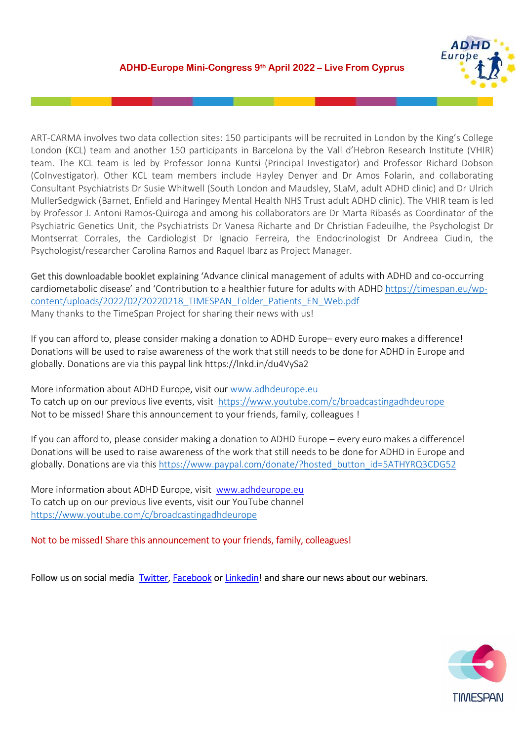ART-CARMA involves two data collection sites: 150 participants will be recruited in London by the King's College London (KCL) team and another 150 participants in Barcelona by the Vall d'Hebron Research Institute (VHIR) team. The KCL team is led by Professor Jonna Kuntsi (Principal Investigator) and Professor Richard Dobson (CoInvestigator). Other KCL team members include Hayley Denyer and Dr Amos Folarin, and collaborating Consultant Psychiatrists Dr Susie Whitwell (South London and Maudsley, SLaM, adult ADHD clinic) and Dr Ulrich MullerSedgwick (Barnet, Enfield and Haringey Mental Health NHS Trust adult ADHD clinic). The VHIR team is led by Professor J. Antoni Ramos-Quiroga and among his collaborators are Dr Marta Ribasés as Coordinator of the Psychiatric Genetics Unit, the Psychiatrists Dr Vanesa Richarte and Dr Christian Fadeuilhe, the Psychologist Dr Montserrat Corrales, the Cardiologist Dr Ignacio Ferreira, the Endocrinologist Dr Andreea Ciudin, the Psychologist/researcher Carolina Ramos and Raquel Ibarz as Project Manager.

Get this downloadable booklet explaining 'Advance clinical management of adults with ADHD and co-occurring cardiometabolic disease' and 'Contribution to a healthier future for adults with ADHD https://timespan.eu/wp-content/uploads/2022/02/20220218_TIMESPAN_Folder_Patients_EN_Web.pdf
Many thanks to the TimeSpan Project for sharing their news with us!

If you can afford to, please consider making a donation to ADHD Europe– every euro makes a difference! Donations will be used to raise awareness of the work that still needs to be done for ADHD in Europe and globally. Donations are via this paypal link https://lnkd.in/du4VySa2

More information about ADHD Europe, visit our www.adhdeurope.eu
To catch up on our previous live events, visit https://www.youtube.com/c/broadcastingadhdeurope
Not to be missed! Share this announcement to your friends, family, colleagues !

If you can afford to, please consider making a donation to ADHD Europe – every euro makes a difference! Donations will be used to raise awareness of the work that still needs to be done for ADHD in Europe and globally. Donations are via this https://www.paypal.com/donate/?hosted_button_id=5ATHYRQ3CDG52

More information about ADHD Europe, visit www.adhdeurope.eu
To catch up on our previous live events, visit our YouTube channel https://www.youtube.com/c/broadcastingadhdeurope

Not to be missed! Share this announcement to your friends, family, colleagues!

Follow us on social media Twitter, Facebook or Linkedin! and share our news about our webinars.

TIMESPAN